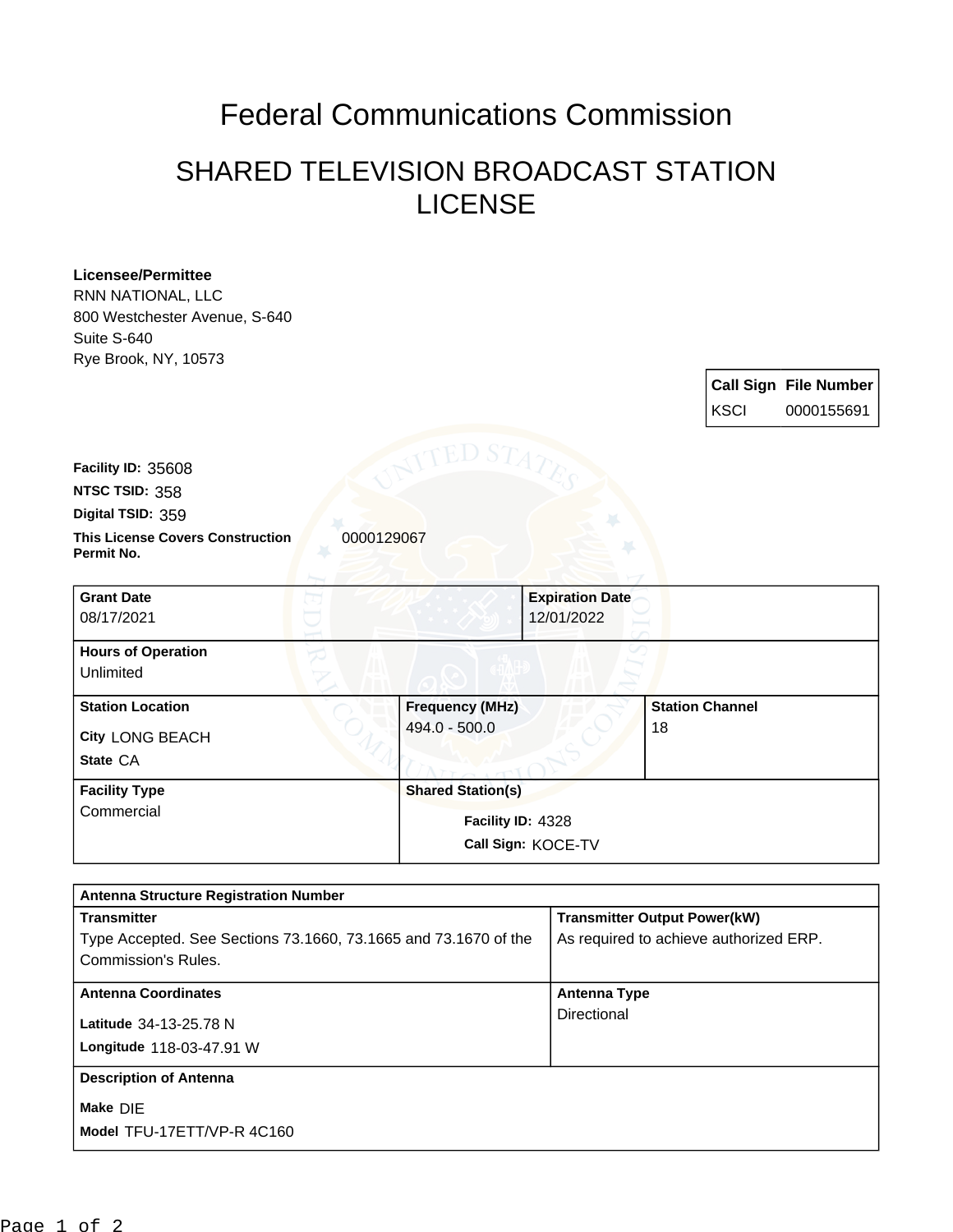# Federal Communications Commission

## SHARED TELEVISION BROADCAST STATION LICENSE

**Licensee/Permittee**
RNN NATIONAL, LLC
800 Westchester Avenue, S-640
Suite S-640
Rye Brook, NY, 10573

| Call Sign | File Number |
|---|---|
| KSCI | 0000155691 |

**Facility ID:** 35608
**NTSC TSID:** 358
**Digital TSID:** 359
**This License Covers Construction Permit No.** 0000129067

| **Grant Date** | **Expiration Date** |
|---|---|
| 08/17/2021 | 12/01/2022 |

| **Hours of Operation** |
|---|
| Unlimited |

| **Station Location** | **Frequency (MHz)** | **Station Channel** |
|---|---|---|
| **City** LONG BEACH **State** CA | 494.0 - 500.0 | 18 |

| **Facility Type** | **Shared Station(s)** |
|---|---|
| Commercial | **Facility ID:** 4328 **Call Sign:** KOCE-TV |

| **Antenna Structure Registration Number** | |
|---|---|
| **Transmitter** | **Transmitter Output Power(kW)** |
| Type Accepted. See Sections 73.1660, 73.1665 and 73.1670 of the Commission's Rules. | As required to achieve authorized ERP. |
| **Antenna Coordinates** | **Antenna Type** |
| **Latitude** 34-13-25.78 N **Longitude** 118-03-47.91 W | Directional |
| **Description of Antenna** | |
| **Make** DIE **Model** TFU-17ETT/VP-R 4C160 | |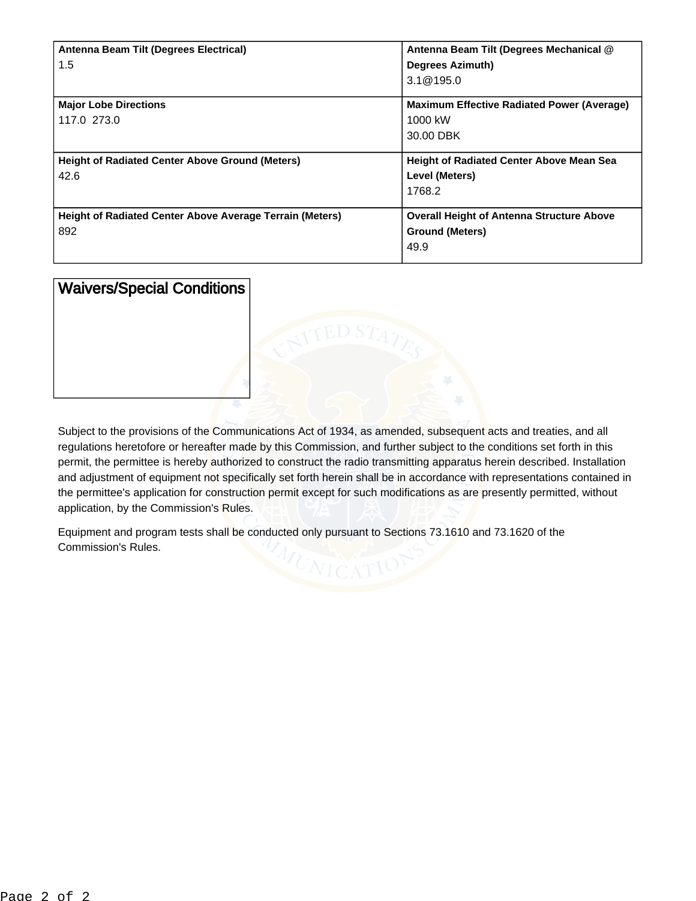| | |
|---|---|
| **Antenna Beam Tilt (Degrees Electrical)**<br>1.5 | **Antenna Beam Tilt (Degrees Mechanical @ Degrees Azimuth)**<br>3.1@195.0 |
| **Major Lobe Directions**<br>117.0  273.0 | **Maximum Effective Radiated Power (Average)**<br>1000 kW<br>30.00 DBK |
| **Height of Radiated Center Above Ground (Meters)**<br>42.6 | **Height of Radiated Center Above Mean Sea Level (Meters)**<br>1768.2 |
| **Height of Radiated Center Above Average Terrain (Meters)**<br>892 | **Overall Height of Antenna Structure Above Ground (Meters)**<br>49.9 |

## Waivers/Special Conditions

Subject to the provisions of the Communications Act of 1934, as amended, subsequent acts and treaties, and all regulations heretofore or hereafter made by this Commission, and further subject to the conditions set forth in this permit, the permittee is hereby authorized to construct the radio transmitting apparatus herein described. Installation and adjustment of equipment not specifically set forth herein shall be in accordance with representations contained in the permittee's application for construction permit except for such modifications as are presently permitted, without application, by the Commission's Rules.

Equipment and program tests shall be conducted only pursuant to Sections 73.1610 and 73.1620 of the Commission's Rules.